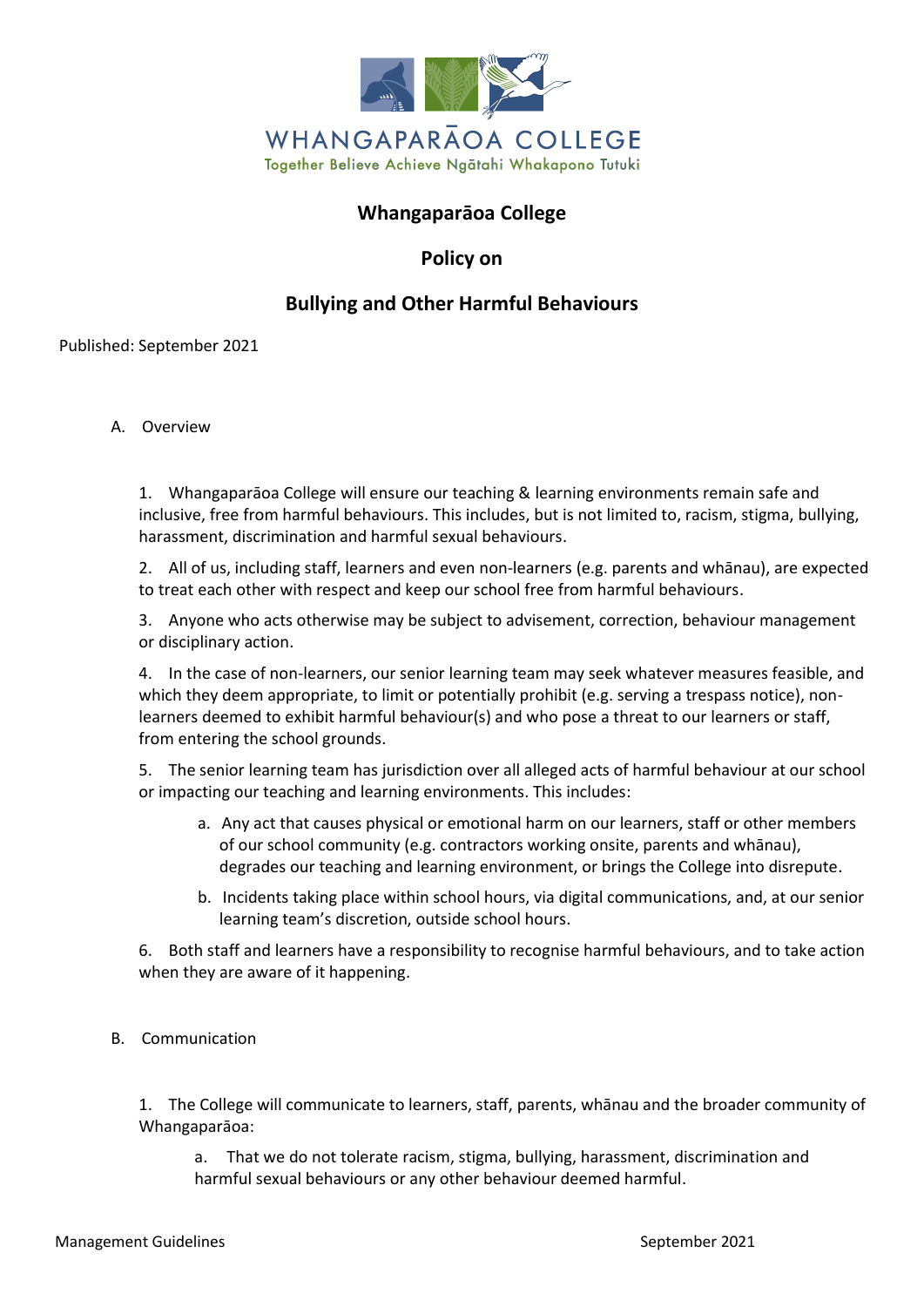WHANGAPARĀOA COLLEGE

Together Believe Achieve Ngātahi Whakapono Tutuki

# Whangaparāoa College

## Policy on

## Bullying and Other Harmful Behaviours

Published: September 2021

A. Overview

1. Whangaparāoa College will ensure our teaching & learning environments remain safe and inclusive, free from harmful behaviours. This includes, but is not limited to, racism, stigma, bullying, harassment, discrimination and harmful sexual behaviours.

2. All of us, including staff, learners and even non-learners (e.g. parents and whānau), are expected to treat each other with respect and keep our school free from harmful behaviours.

3. Anyone who acts otherwise may be subject to advisement, correction, behaviour management or disciplinary action.

4. In the case of non-learners, our senior learning team may seek whatever measures feasible, and which they deem appropriate, to limit or potentially prohibit (e.g. serving a trespass notice), non-learners deemed to exhibit harmful behaviour(s) and who pose a threat to our learners or staff, from entering the school grounds.

5. The senior learning team has jurisdiction over all alleged acts of harmful behaviour at our school or impacting our teaching and learning environments. This includes:

   a. Any act that causes physical or emotional harm on our learners, staff or other members of our school community (e.g. contractors working onsite, parents and whānau), degrades our teaching and learning environment, or brings the College into disrepute.

   b. Incidents taking place within school hours, via digital communications, and, at our senior learning team's discretion, outside school hours.

6. Both staff and learners have a responsibility to recognise harmful behaviours, and to take action when they are aware of it happening.

B. Communication

1. The College will communicate to learners, staff, parents, whānau and the broader community of Whangaparāoa:

   a. That we do not tolerate racism, stigma, bullying, harassment, discrimination and harmful sexual behaviours or any other behaviour deemed harmful.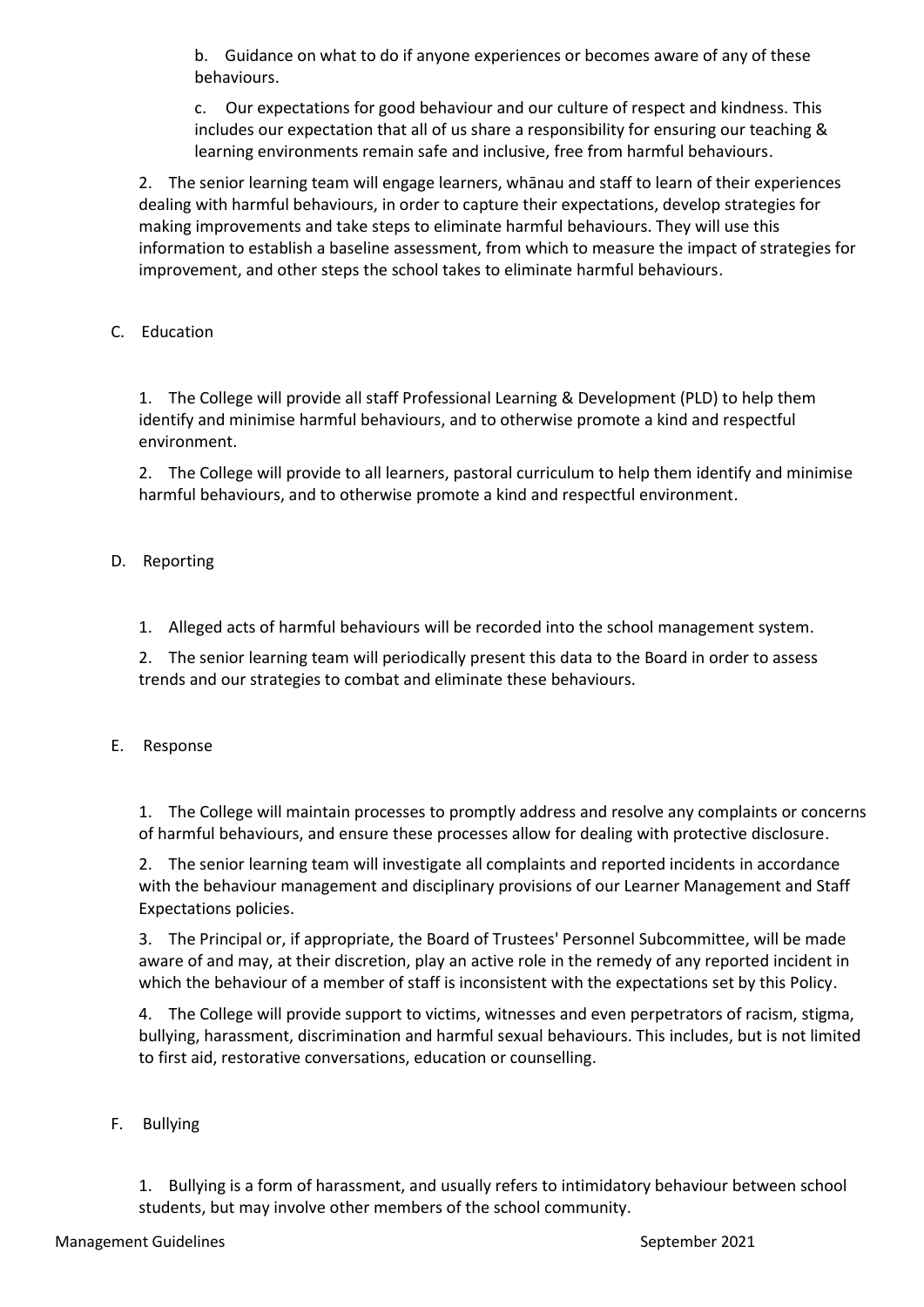b. Guidance on what to do if anyone experiences or becomes aware of any of these behaviours.

c. Our expectations for good behaviour and our culture of respect and kindness. This includes our expectation that all of us share a responsibility for ensuring our teaching & learning environments remain safe and inclusive, free from harmful behaviours.

2. The senior learning team will engage learners, whānau and staff to learn of their experiences dealing with harmful behaviours, in order to capture their expectations, develop strategies for making improvements and take steps to eliminate harmful behaviours. They will use this information to establish a baseline assessment, from which to measure the impact of strategies for improvement, and other steps the school takes to eliminate harmful behaviours.

## C. Education

1. The College will provide all staff Professional Learning & Development (PLD) to help them identify and minimise harmful behaviours, and to otherwise promote a kind and respectful environment.

2. The College will provide to all learners, pastoral curriculum to help them identify and minimise harmful behaviours, and to otherwise promote a kind and respectful environment.

## D. Reporting

1. Alleged acts of harmful behaviours will be recorded into the school management system.

2. The senior learning team will periodically present this data to the Board in order to assess trends and our strategies to combat and eliminate these behaviours.

## E. Response

1. The College will maintain processes to promptly address and resolve any complaints or concerns of harmful behaviours, and ensure these processes allow for dealing with protective disclosure.

2. The senior learning team will investigate all complaints and reported incidents in accordance with the behaviour management and disciplinary provisions of our Learner Management and Staff Expectations policies.

3. The Principal or, if appropriate, the Board of Trustees' Personnel Subcommittee, will be made aware of and may, at their discretion, play an active role in the remedy of any reported incident in which the behaviour of a member of staff is inconsistent with the expectations set by this Policy.

4. The College will provide support to victims, witnesses and even perpetrators of racism, stigma, bullying, harassment, discrimination and harmful sexual behaviours. This includes, but is not limited to first aid, restorative conversations, education or counselling.

## F. Bullying

1. Bullying is a form of harassment, and usually refers to intimidatory behaviour between school students, but may involve other members of the school community.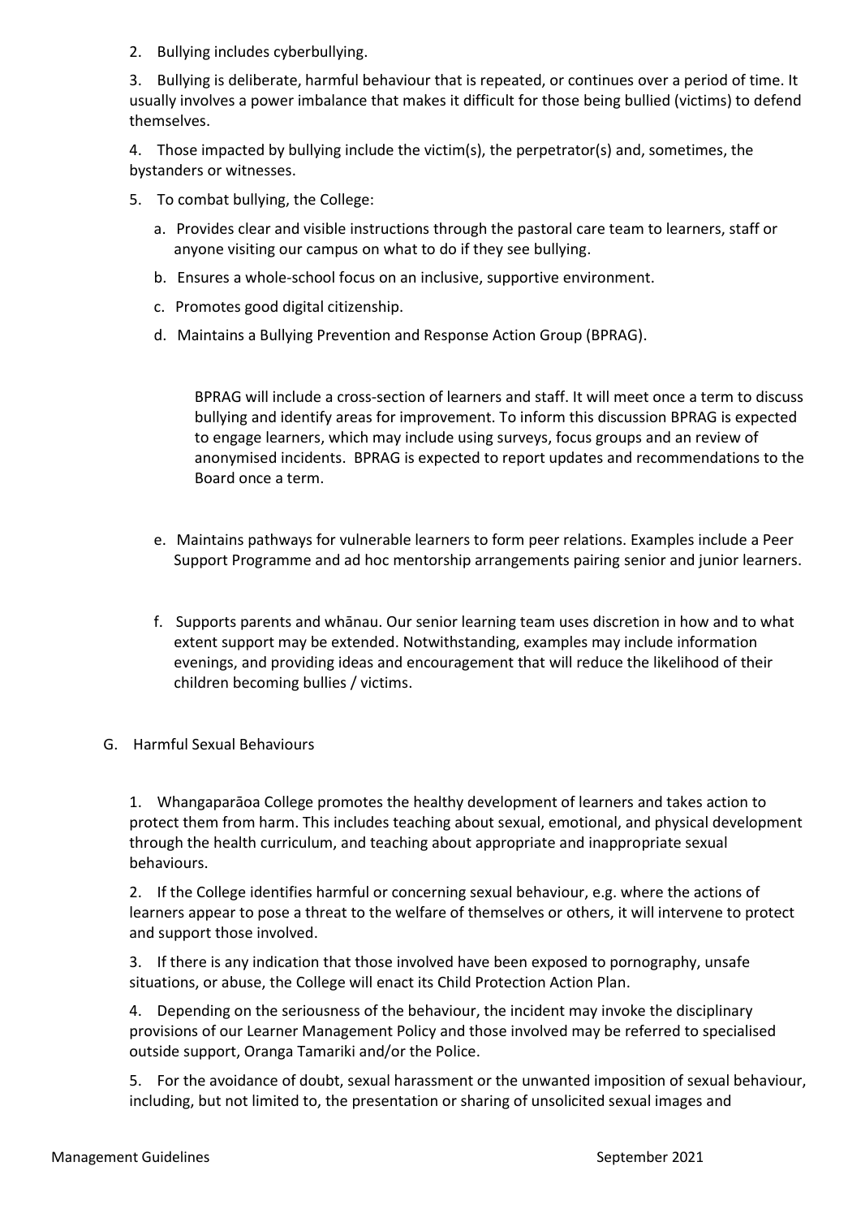2. Bullying includes cyberbullying.

3. Bullying is deliberate, harmful behaviour that is repeated, or continues over a period of time. It usually involves a power imbalance that makes it difficult for those being bullied (victims) to defend themselves.

4. Those impacted by bullying include the victim(s), the perpetrator(s) and, sometimes, the bystanders or witnesses.

5. To combat bullying, the College:

   a. Provides clear and visible instructions through the pastoral care team to learners, staff or anyone visiting our campus on what to do if they see bullying.

   b. Ensures a whole-school focus on an inclusive, supportive environment.

   c. Promotes good digital citizenship.

   d. Maintains a Bullying Prevention and Response Action Group (BPRAG).

      BPRAG will include a cross-section of learners and staff. It will meet once a term to discuss bullying and identify areas for improvement. To inform this discussion BPRAG is expected to engage learners, which may include using surveys, focus groups and an review of anonymised incidents. BPRAG is expected to report updates and recommendations to the Board once a term.

   e. Maintains pathways for vulnerable learners to form peer relations. Examples include a Peer Support Programme and ad hoc mentorship arrangements pairing senior and junior learners.

   f. Supports parents and whānau. Our senior learning team uses discretion in how and to what extent support may be extended. Notwithstanding, examples may include information evenings, and providing ideas and encouragement that will reduce the likelihood of their children becoming bullies / victims.

## G. Harmful Sexual Behaviours

1. Whangaparāoa College promotes the healthy development of learners and takes action to protect them from harm. This includes teaching about sexual, emotional, and physical development through the health curriculum, and teaching about appropriate and inappropriate sexual behaviours.

2. If the College identifies harmful or concerning sexual behaviour, e.g. where the actions of learners appear to pose a threat to the welfare of themselves or others, it will intervene to protect and support those involved.

3. If there is any indication that those involved have been exposed to pornography, unsafe situations, or abuse, the College will enact its Child Protection Action Plan.

4. Depending on the seriousness of the behaviour, the incident may invoke the disciplinary provisions of our Learner Management Policy and those involved may be referred to specialised outside support, Oranga Tamariki and/or the Police.

5. For the avoidance of doubt, sexual harassment or the unwanted imposition of sexual behaviour, including, but not limited to, the presentation or sharing of unsolicited sexual images and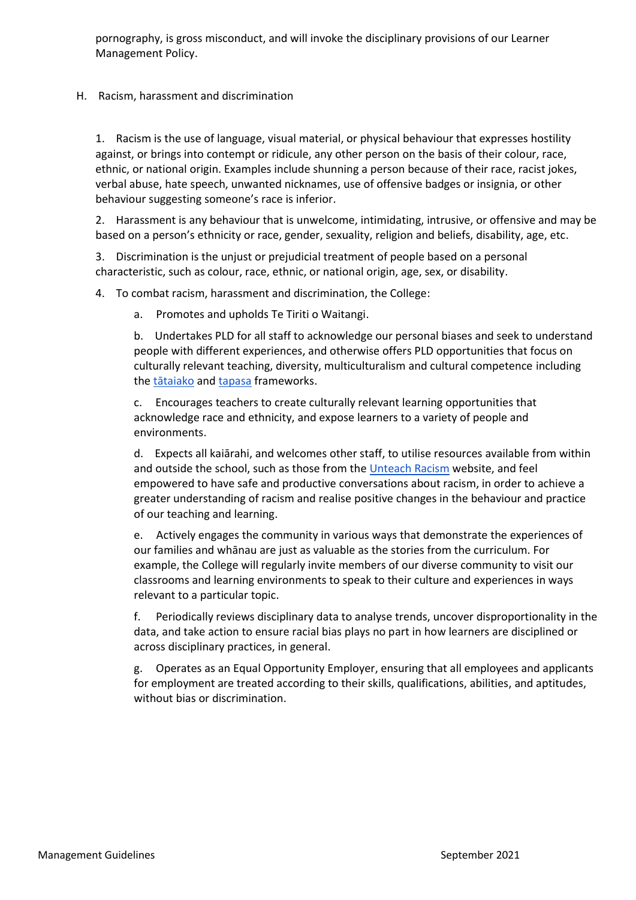pornography, is gross misconduct, and will invoke the disciplinary provisions of our Learner Management Policy.

H. Racism, harassment and discrimination

1. Racism is the use of language, visual material, or physical behaviour that expresses hostility against, or brings into contempt or ridicule, any other person on the basis of their colour, race, ethnic, or national origin. Examples include shunning a person because of their race, racist jokes, verbal abuse, hate speech, unwanted nicknames, use of offensive badges or insignia, or other behaviour suggesting someone's race is inferior.

2. Harassment is any behaviour that is unwelcome, intimidating, intrusive, or offensive and may be based on a person's ethnicity or race, gender, sexuality, religion and beliefs, disability, age, etc.

3. Discrimination is the unjust or prejudicial treatment of people based on a personal characteristic, such as colour, race, ethnic, or national origin, age, sex, or disability.

4. To combat racism, harassment and discrimination, the College:

   a. Promotes and upholds Te Tiriti o Waitangi.

   b. Undertakes PLD for all staff to acknowledge our personal biases and seek to understand people with different experiences, and otherwise offers PLD opportunities that focus on culturally relevant teaching, diversity, multiculturalism and cultural competence including the tātaiako and tapasa frameworks.

   c. Encourages teachers to create culturally relevant learning opportunities that acknowledge race and ethnicity, and expose learners to a variety of people and environments.

   d. Expects all kaiārahi, and welcomes other staff, to utilise resources available from within and outside the school, such as those from the Unteach Racism website, and feel empowered to have safe and productive conversations about racism, in order to achieve a greater understanding of racism and realise positive changes in the behaviour and practice of our teaching and learning.

   e. Actively engages the community in various ways that demonstrate the experiences of our families and whānau are just as valuable as the stories from the curriculum. For example, the College will regularly invite members of our diverse community to visit our classrooms and learning environments to speak to their culture and experiences in ways relevant to a particular topic.

   f. Periodically reviews disciplinary data to analyse trends, uncover disproportionality in the data, and take action to ensure racial bias plays no part in how learners are disciplined or across disciplinary practices, in general.

   g. Operates as an Equal Opportunity Employer, ensuring that all employees and applicants for employment are treated according to their skills, qualifications, abilities, and aptitudes, without bias or discrimination.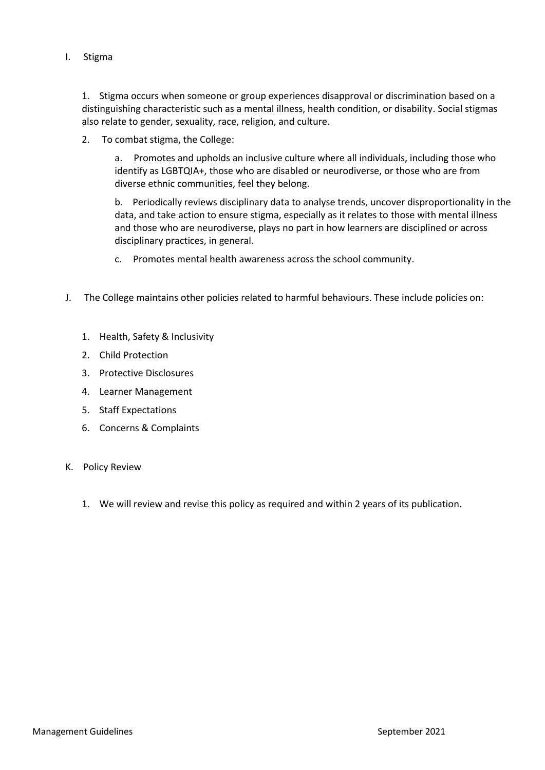## I. Stigma

1. Stigma occurs when someone or group experiences disapproval or discrimination based on a distinguishing characteristic such as a mental illness, health condition, or disability. Social stigmas also relate to gender, sexuality, race, religion, and culture.

2. To combat stigma, the College:

   a. Promotes and upholds an inclusive culture where all individuals, including those who identify as LGBTQIA+, those who are disabled or neurodiverse, or those who are from diverse ethnic communities, feel they belong.

   b. Periodically reviews disciplinary data to analyse trends, uncover disproportionality in the data, and take action to ensure stigma, especially as it relates to those with mental illness and those who are neurodiverse, plays no part in how learners are disciplined or across disciplinary practices, in general.

   c. Promotes mental health awareness across the school community.

## J. The College maintains other policies related to harmful behaviours. These include policies on:

1. Health, Safety & Inclusivity
2. Child Protection
3. Protective Disclosures
4. Learner Management
5. Staff Expectations
6. Concerns & Complaints

## K. Policy Review

1. We will review and revise this policy as required and within 2 years of its publication.